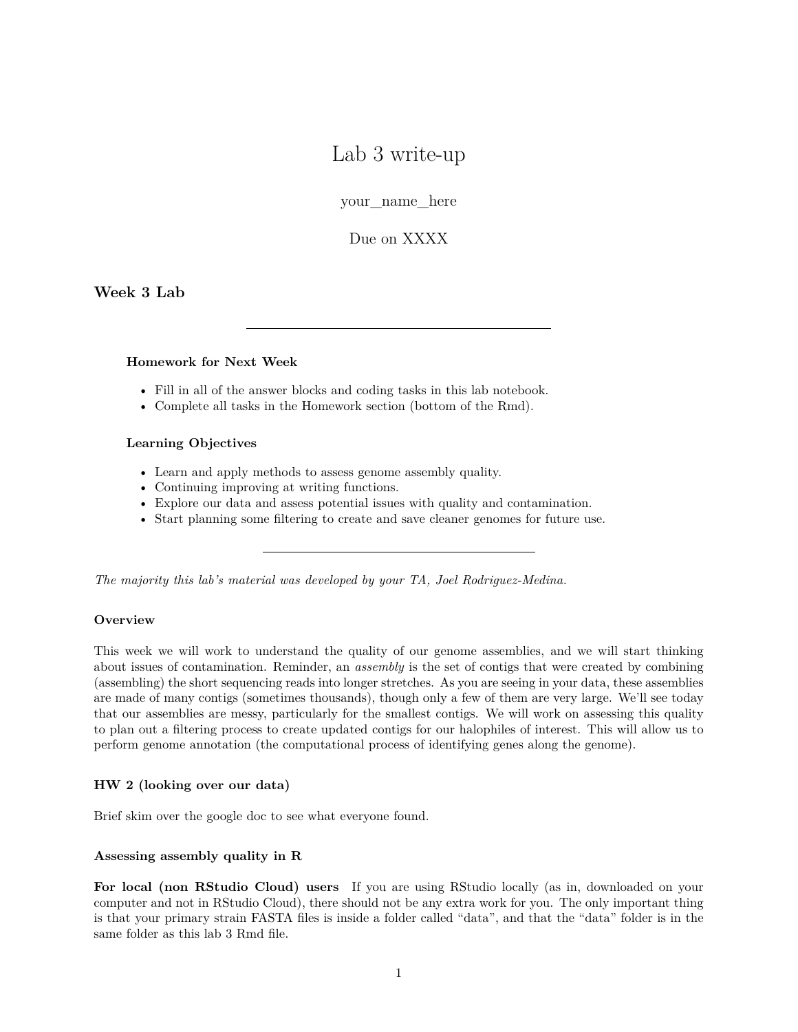# Lab 3 write-up

your_name_here

Due on XXXX

## Week 3 Lab

---

**Homework for Next Week**

- Fill in all of the answer blocks and coding tasks in this lab notebook.
- Complete all tasks in the Homework section (bottom of the Rmd).

**Learning Objectives**

- Learn and apply methods to assess genome assembly quality.
- Continuing improving at writing functions.
- Explore our data and assess potential issues with quality and contamination.
- Start planning some filtering to create and save cleaner genomes for future use.

---

*The majority this lab's material was developed by your TA, Joel Rodriguez-Medina.*

### Overview

This week we will work to understand the quality of our genome assemblies, and we will start thinking about issues of contamination. Reminder, an *assembly* is the set of contigs that were created by combining (assembling) the short sequencing reads into longer stretches. As you are seeing in your data, these assemblies are made of many contigs (sometimes thousands), though only a few of them are very large. We'll see today that our assemblies are messy, particularly for the smallest contigs. We will work on assessing this quality to plan out a filtering process to create updated contigs for our halophiles of interest. This will allow us to perform genome annotation (the computational process of identifying genes along the genome).

### HW 2 (looking over our data)

Brief skim over the google doc to see what everyone found.

### Assessing assembly quality in R

**For local (non RStudio Cloud) users** If you are using RStudio locally (as in, downloaded on your computer and not in RStudio Cloud), there should not be any extra work for you. The only important thing is that your primary strain FASTA files is inside a folder called "data", and that the "data" folder is in the same folder as this lab 3 Rmd file.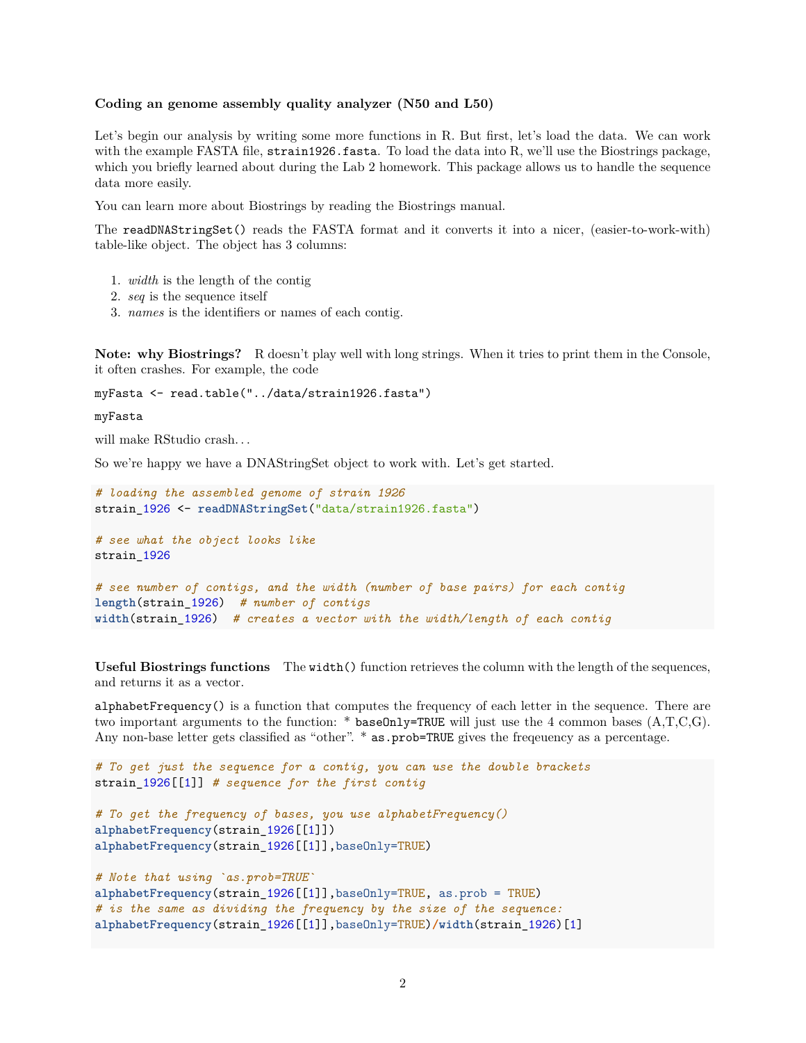### Coding an genome assembly quality analyzer (N50 and L50)

Let's begin our analysis by writing some more functions in R. But first, let's load the data. We can work with the example FASTA file, `strain1926.fasta`. To load the data into R, we'll use the Biostrings package, which you briefly learned about during the Lab 2 homework. This package allows us to handle the sequence data more easily.

You can learn more about Biostrings by reading the Biostrings manual.

The `readDNAStringSet()` reads the FASTA format and it converts it into a nicer, (easier-to-work-with) table-like object. The object has 3 columns:

1. *width* is the length of the contig
2. *seq* is the sequence itself
3. *names* is the identifiers or names of each contig.

**Note: why Biostrings?** R doesn't play well with long strings. When it tries to print them in the Console, it often crashes. For example, the code

`myFasta <- read.table("../data/strain1926.fasta")`

`myFasta`

will make RStudio crash…

So we're happy we have a DNAStringSet object to work with. Let's get started.

```
# loading the assembled genome of strain 1926
strain_1926 <- readDNAStringSet("data/strain1926.fasta")

# see what the object looks like
strain_1926

# see number of contigs, and the width (number of base pairs) for each contig
length(strain_1926)  # number of contigs
width(strain_1926)  # creates a vector with the width/length of each contig
```

**Useful Biostrings functions** The `width()` function retrieves the column with the length of the sequences, and returns it as a vector.

`alphabetFrequency()` is a function that computes the frequency of each letter in the sequence. There are two important arguments to the function: * `baseOnly=TRUE` will just use the 4 common bases (A,T,C,G). Any non-base letter gets classified as "other". * `as.prob=TRUE` gives the freqeuency as a percentage.

```
# To get just the sequence for a contig, you can use the double brackets
strain_1926[[1]] # sequence for the first contig

# To get the frequency of bases, you use alphabetFrequency()
alphabetFrequency(strain_1926[[1]])
alphabetFrequency(strain_1926[[1]],baseOnly=TRUE)

# Note that using `as.prob=TRUE`
alphabetFrequency(strain_1926[[1]],baseOnly=TRUE, as.prob = TRUE)
# is the same as dividing the frequency by the size of the sequence:
alphabetFrequency(strain_1926[[1]],baseOnly=TRUE)/width(strain_1926)[1]
```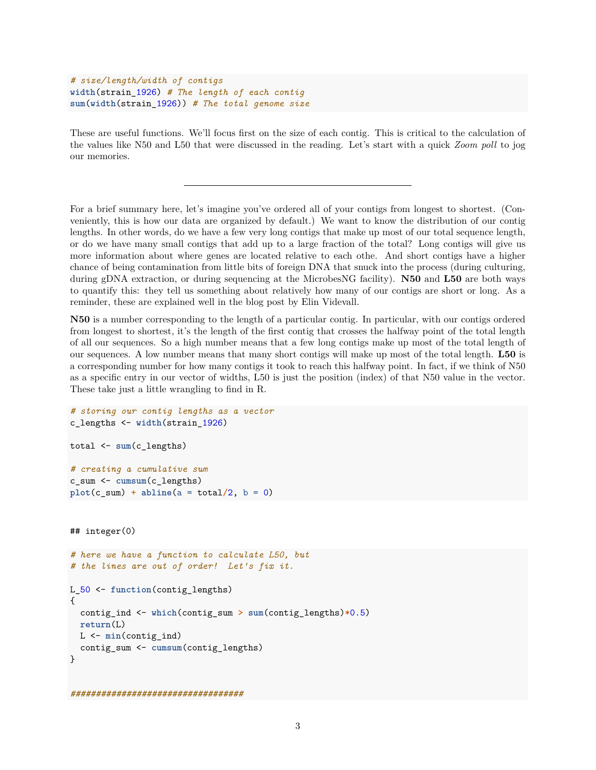```
# size/length/width of contigs
width(strain_1926) # The length of each contig
sum(width(strain_1926)) # The total genome size
```

These are useful functions. We'll focus first on the size of each contig. This is critical to the calculation of the values like N50 and L50 that were discussed in the reading. Let's start with a quick *Zoom poll* to jog our memories.

---

For a brief summary here, let's imagine you've ordered all of your contigs from longest to shortest. (Conveniently, this is how our data are organized by default.) We want to know the distribution of our contig lengths. In other words, do we have a few very long contigs that make up most of our total sequence length, or do we have many small contigs that add up to a large fraction of the total? Long contigs will give us more information about where genes are located relative to each othe. And short contigs have a higher chance of being contamination from little bits of foreign DNA that snuck into the process (during culturing, during gDNA extraction, or during sequencing at the MicrobesNG facility). **N50** and **L50** are both ways to quantify this: they tell us something about relatively how many of our contigs are short or long. As a reminder, these are explained well in the blog post by Elin Videvall.

**N50** is a number corresponding to the length of a particular contig. In particular, with our contigs ordered from longest to shortest, it's the length of the first contig that crosses the halfway point of the total length of all our sequences. So a high number means that a few long contigs make up most of the total length of our sequences. A low number means that many short contigs will make up most of the total length. **L50** is a corresponding number for how many contigs it took to reach this halfway point. In fact, if we think of N50 as a specific entry in our vector of widths, L50 is just the position (index) of that N50 value in the vector. These take just a little wrangling to find in R.

```
# storing our contig lengths as a vector
c_lengths <- width(strain_1926)

total <- sum(c_lengths)

# creating a cumulative sum
c_sum <- cumsum(c_lengths)
plot(c_sum) + abline(a = total/2, b = 0)
```

```
## integer(0)
```

```
# here we have a function to calculate L50, but
# the lines are out of order!  Let's fix it.

L_50 <- function(contig_lengths)
{
  contig_ind <- which(contig_sum > sum(contig_lengths)*0.5)
  return(L)
  L <- min(contig_ind)
  contig_sum <- cumsum(contig_lengths)
}


#################################
```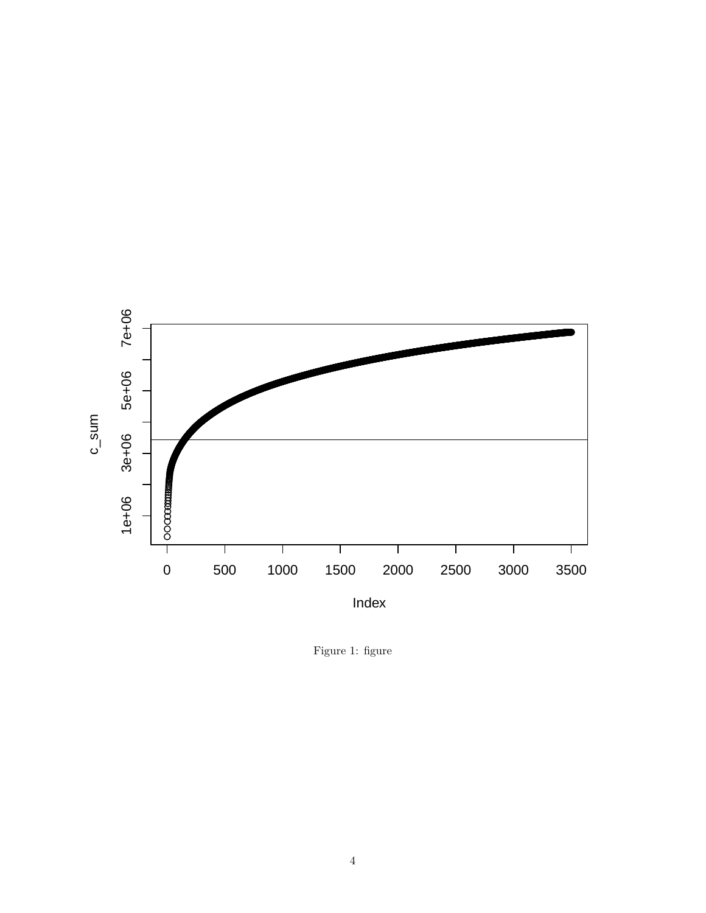Figure 1: figure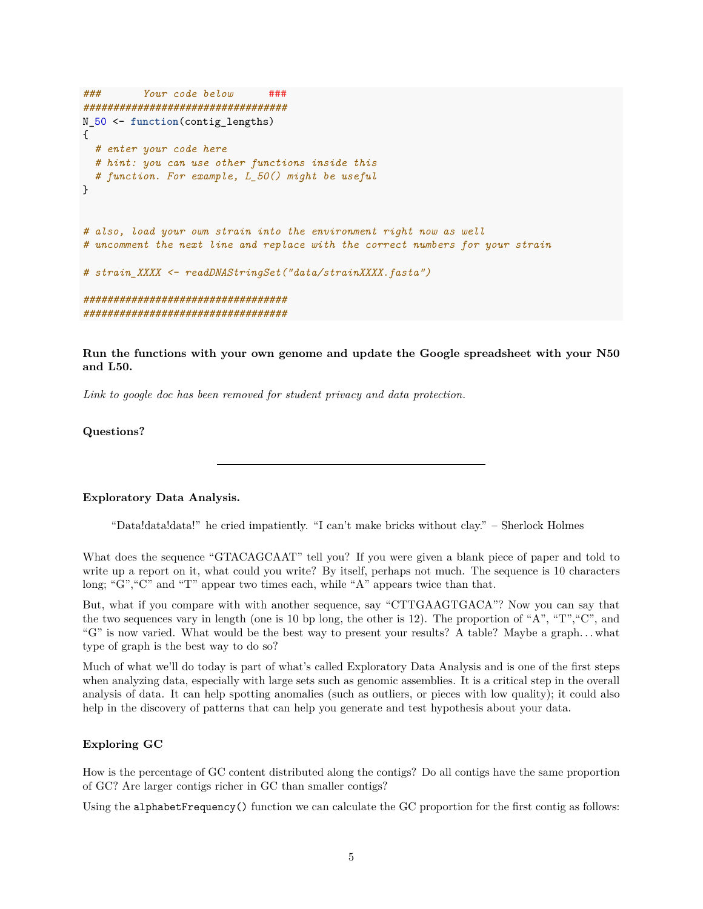```
###       Your code below      ###
##################################
N_50 <- function(contig_lengths)
{
  # enter your code here
  # hint: you can use other functions inside this
  # function. For example, L_50() might be useful
}


# also, load your own strain into the environment right now as well
# uncomment the next line and replace with the correct numbers for your strain

# strain_XXXX <- readDNAStringSet("data/strainXXXX.fasta")

##################################
##################################
```

**Run the functions with your own genome and update the Google spreadsheet with your N50 and L50.**

*Link to google doc has been removed for student privacy and data protection.*

**Questions?**

---

**Exploratory Data Analysis.**

> "Data!data!data!" he cried impatiently. "I can't make bricks without clay." – Sherlock Holmes

What does the sequence "GTACAGCAAT" tell you? If you were given a blank piece of paper and told to write up a report on it, what could you write? By itself, perhaps not much. The sequence is 10 characters long; "G","C" and "T" appear two times each, while "A" appears twice than that.

But, what if you compare with with another sequence, say "CTTGAAGTGACA"? Now you can say that the two sequences vary in length (one is 10 bp long, the other is 12). The proportion of "A", "T","C", and "G" is now varied. What would be the best way to present your results? A table? Maybe a graph. . . what type of graph is the best way to do so?

Much of what we'll do today is part of what's called Exploratory Data Analysis and is one of the first steps when analyzing data, especially with large sets such as genomic assemblies. It is a critical step in the overall analysis of data. It can help spotting anomalies (such as outliers, or pieces with low quality); it could also help in the discovery of patterns that can help you generate and test hypothesis about your data.

**Exploring GC**

How is the percentage of GC content distributed along the contigs? Do all contigs have the same proportion of GC? Are larger contigs richer in GC than smaller contigs?

Using the `alphabetFrequency()` function we can calculate the GC proportion for the first contig as follows: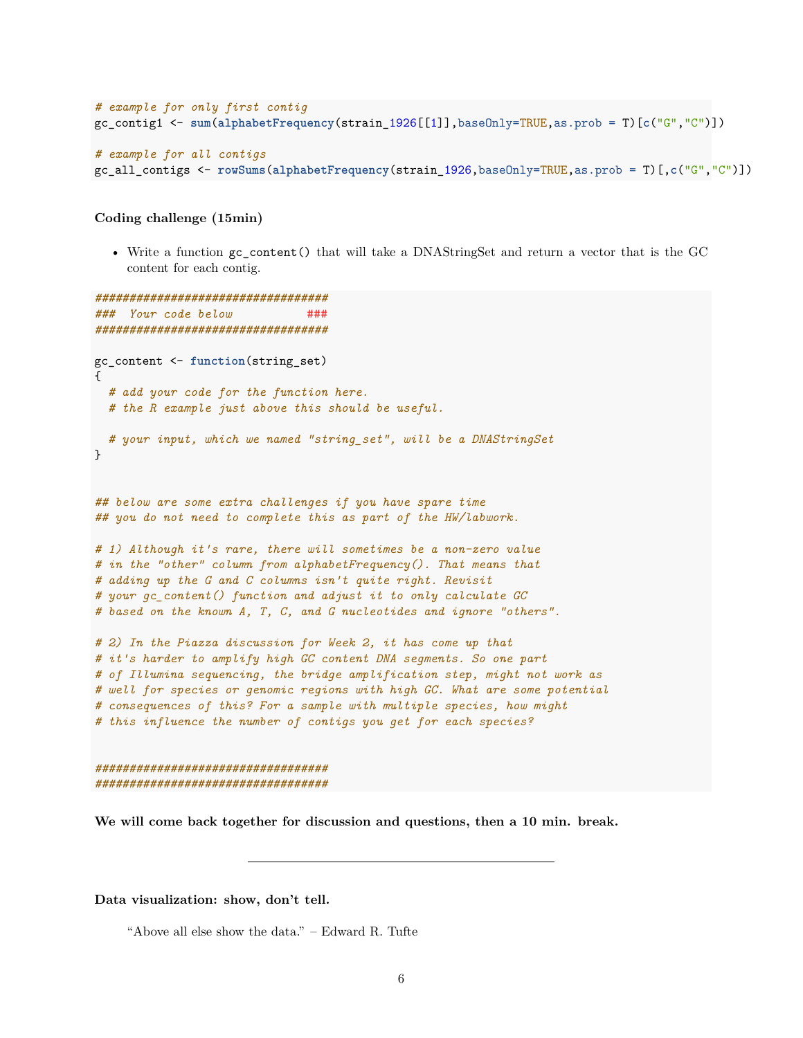```r
# example for only first contig
gc_contig1 <- sum(alphabetFrequency(strain_1926[[1]],baseOnly=TRUE,as.prob = T)[c("G","C")])

# example for all contigs
gc_all_contigs <- rowSums(alphabetFrequency(strain_1926,baseOnly=TRUE,as.prob = T)[,c("G","C")])
```

**Coding challenge (15min)**

- Write a function `gc_content()` that will take a DNAStringSet and return a vector that is the GC content for each contig.

```r
###################################
###  Your code below           ###
###################################

gc_content <- function(string_set)
{
  # add your code for the function here.
  # the R example just above this should be useful.

  # your input, which we named "string_set", will be a DNAStringSet
}


## below are some extra challenges if you have spare time
## you do not need to complete this as part of the HW/labwork.

# 1) Although it's rare, there will sometimes be a non-zero value
# in the "other" column from alphabetFrequency(). That means that
# adding up the G and C columns isn't quite right. Revisit
# your gc_content() function and adjust it to only calculate GC
# based on the known A, T, C, and G nucleotides and ignore "others".

# 2) In the Piazza discussion for Week 2, it has come up that
# it's harder to amplify high GC content DNA segments. So one part
# of Illumina sequencing, the bridge amplification step, might not work as
# well for species or genomic regions with high GC. What are some potential
# consequences of this? For a sample with multiple species, how might
# this influence the number of contigs you get for each species?


###################################
###################################
```

**We will come back together for discussion and questions, then a 10 min. break.**

---

**Data visualization: show, don't tell.**

> "Above all else show the data." – Edward R. Tufte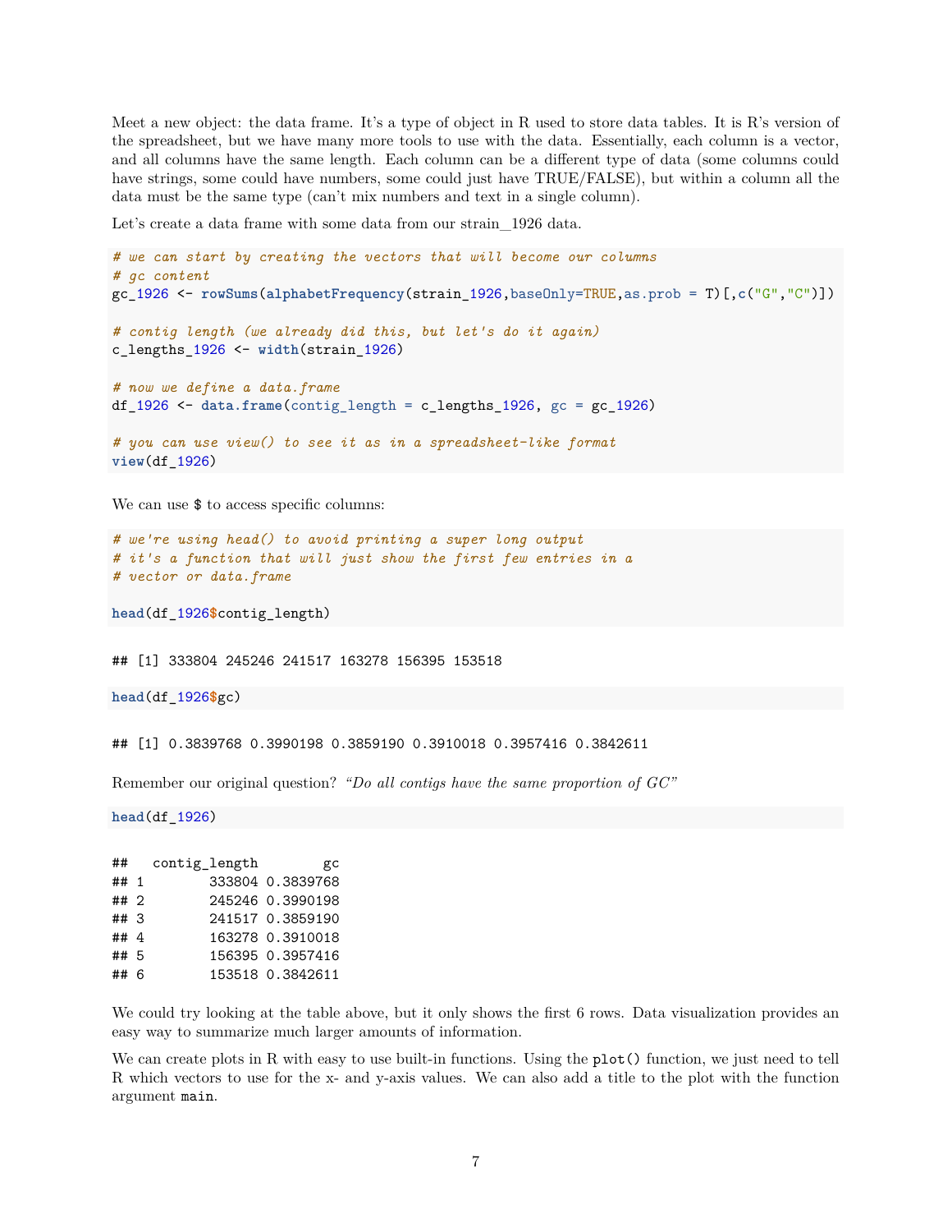Meet a new object: the data frame. It's a type of object in R used to store data tables. It is R's version of the spreadsheet, but we have many more tools to use with the data. Essentially, each column is a vector, and all columns have the same length. Each column can be a different type of data (some columns could have strings, some could have numbers, some could just have TRUE/FALSE), but within a column all the data must be the same type (can't mix numbers and text in a single column).

Let's create a data frame with some data from our strain_1926 data.

```
# we can start by creating the vectors that will become our columns
# gc content
gc_1926 <- rowSums(alphabetFrequency(strain_1926,baseOnly=TRUE,as.prob = T)[,c("G","C")])

# contig length (we already did this, but let's do it again)
c_lengths_1926 <- width(strain_1926)

# now we define a data.frame
df_1926 <- data.frame(contig_length = c_lengths_1926, gc = gc_1926)

# you can use view() to see it as in a spreadsheet-like format
view(df_1926)
```

We can use $ to access specific columns:

```
# we're using head() to avoid printing a super long output
# it's a function that will just show the first few entries in a
# vector or data.frame

head(df_1926$contig_length)
```

```
## [1] 333804 245246 241517 163278 156395 153518
```

```
head(df_1926$gc)
```

```
## [1] 0.3839768 0.3990198 0.3859190 0.3910018 0.3957416 0.3842611
```

Remember our original question? *"Do all contigs have the same proportion of GC"*

```
head(df_1926)
```

```
##   contig_length        gc
## 1        333804 0.3839768
## 2        245246 0.3990198
## 3        241517 0.3859190
## 4        163278 0.3910018
## 5        156395 0.3957416
## 6        153518 0.3842611
```

We could try looking at the table above, but it only shows the first 6 rows. Data visualization provides an easy way to summarize much larger amounts of information.

We can create plots in R with easy to use built-in functions. Using the `plot()` function, we just need to tell R which vectors to use for the x- and y-axis values. We can also add a title to the plot with the function argument `main`.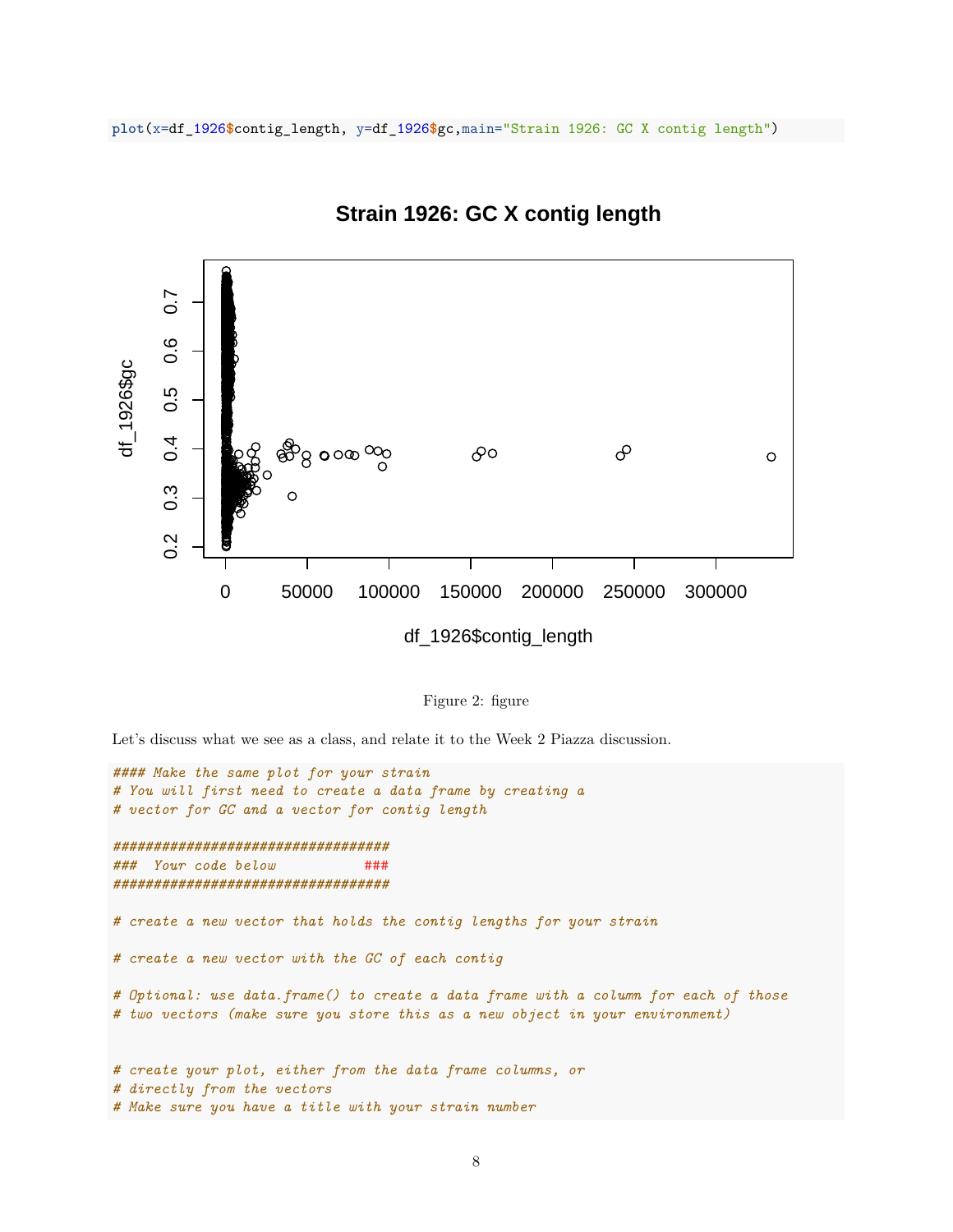```r
plot(x=df_1926$contig_length, y=df_1926$gc,main="Strain 1926: GC X contig length")
```

Figure 2: figure

Let's discuss what we see as a class, and relate it to the Week 2 Piazza discussion.

```r
#### Make the same plot for your strain
# You will first need to create a data frame by creating a
# vector for GC and a vector for contig length

##################################
###  Your code below           ###
##################################

# create a new vector that holds the contig lengths for your strain

# create a new vector with the GC of each contig

# Optional: use data.frame() to create a data frame with a column for each of those
# two vectors (make sure you store this as a new object in your environment)


# create your plot, either from the data frame columns, or
# directly from the vectors
# Make sure you have a title with your strain number
```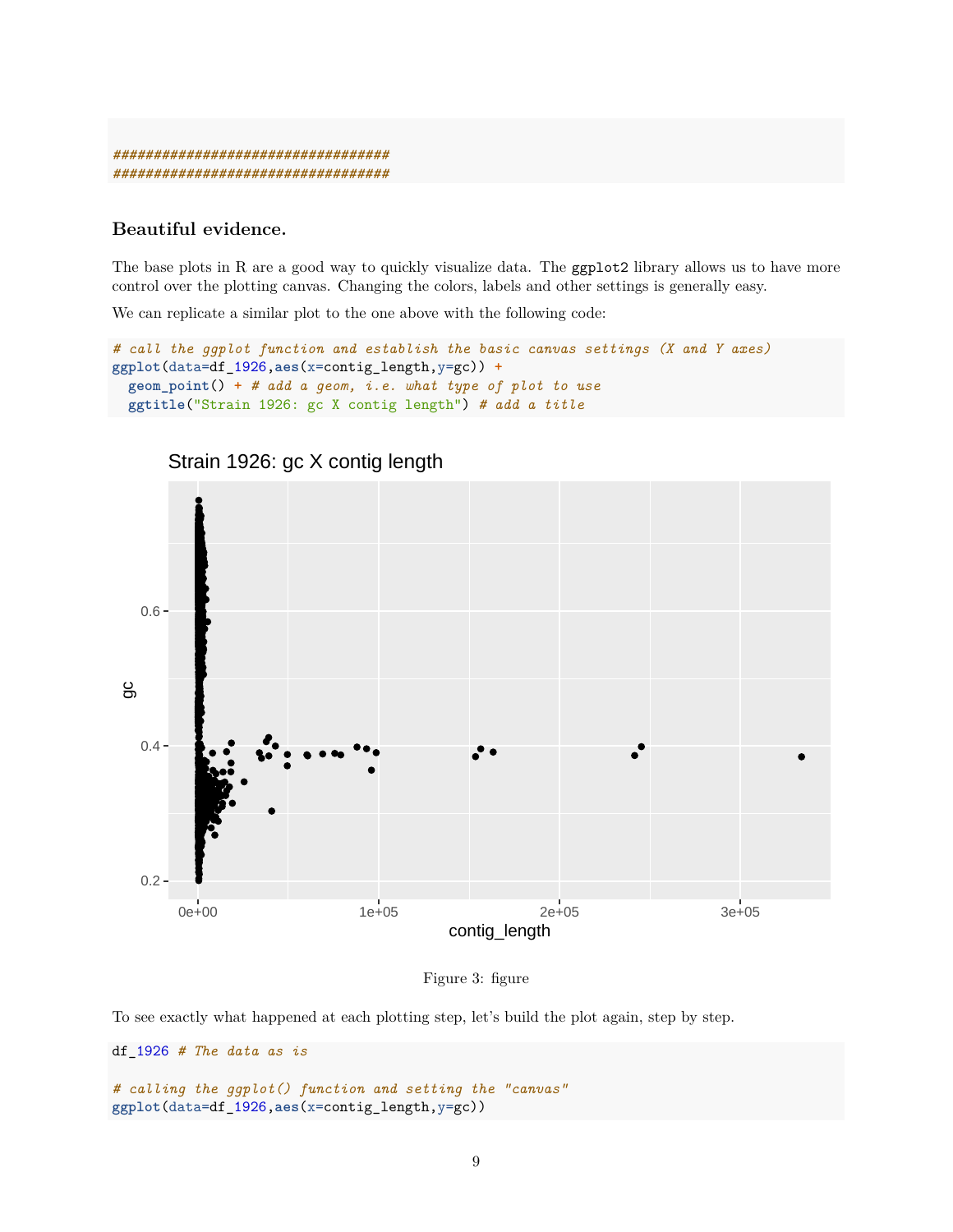```
##################################
##################################
```

### Beautiful evidence.

The base plots in R are a good way to quickly visualize data. The `ggplot2` library allows us to have more control over the plotting canvas. Changing the colors, labels and other settings is generally easy.

We can replicate a similar plot to the one above with the following code:

```
# call the ggplot function and establish the basic canvas settings (X and Y axes)
ggplot(data=df_1926,aes(x=contig_length,y=gc)) +
  geom_point() + # add a geom, i.e. what type of plot to use
  ggtitle("Strain 1926: gc X contig length") # add a title
```

Figure 3: figure

To see exactly what happened at each plotting step, let's build the plot again, step by step.

```
df_1926 # The data as is

# calling the ggplot() function and setting the "canvas"
ggplot(data=df_1926,aes(x=contig_length,y=gc))
```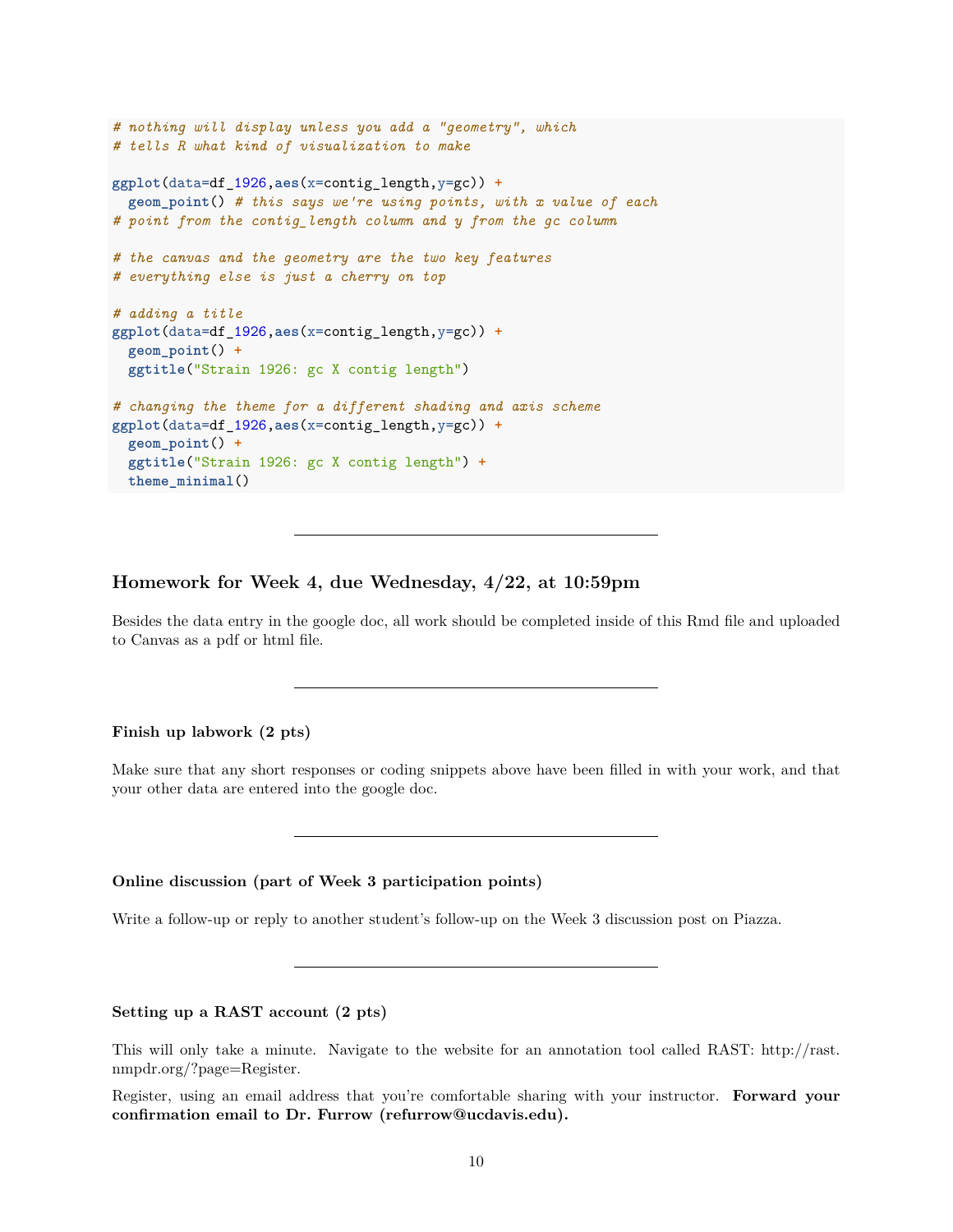```r
# nothing will display unless you add a "geometry", which
# tells R what kind of visualization to make

ggplot(data=df_1926,aes(x=contig_length,y=gc)) +
  geom_point() # this says we're using points, with x value of each
# point from the contig_length column and y from the gc column

# the canvas and the geometry are the two key features
# everything else is just a cherry on top

# adding a title
ggplot(data=df_1926,aes(x=contig_length,y=gc)) +
  geom_point() +
  ggtitle("Strain 1926: gc X contig length")

# changing the theme for a different shading and axis scheme
ggplot(data=df_1926,aes(x=contig_length,y=gc)) +
  geom_point() +
  ggtitle("Strain 1926: gc X contig length") +
  theme_minimal()
```

---

### Homework for Week 4, due Wednesday, 4/22, at 10:59pm

Besides the data entry in the google doc, all work should be completed inside of this Rmd file and uploaded to Canvas as a pdf or html file.

---

#### Finish up labwork (2 pts)

Make sure that any short responses or coding snippets above have been filled in with your work, and that your other data are entered into the google doc.

---

#### Online discussion (part of Week 3 participation points)

Write a follow-up or reply to another student's follow-up on the Week 3 discussion post on Piazza.

---

#### Setting up a RAST account (2 pts)

This will only take a minute. Navigate to the website for an annotation tool called RAST: http://rast.nmpdr.org/?page=Register.

Register, using an email address that you're comfortable sharing with your instructor. **Forward your confirmation email to Dr. Furrow (refurrow@ucdavis.edu).**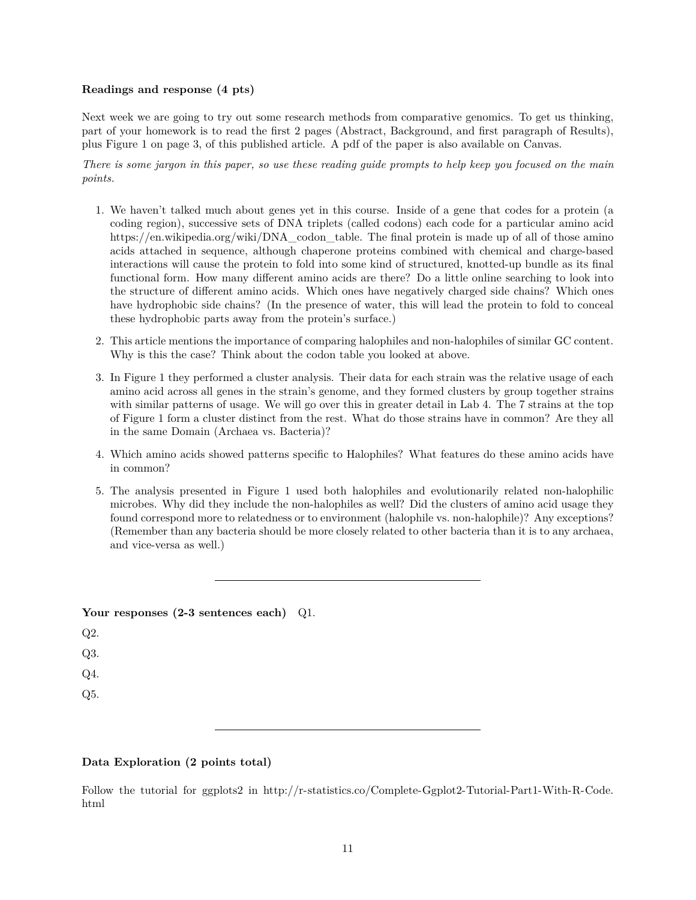**Readings and response (4 pts)**

Next week we are going to try out some research methods from comparative genomics. To get us thinking, part of your homework is to read the first 2 pages (Abstract, Background, and first paragraph of Results), plus Figure 1 on page 3, of this published article. A pdf of the paper is also available on Canvas.

*There is some jargon in this paper, so use these reading guide prompts to help keep you focused on the main points.*

1. We haven't talked much about genes yet in this course. Inside of a gene that codes for a protein (a coding region), successive sets of DNA triplets (called codons) each code for a particular amino acid https://en.wikipedia.org/wiki/DNA_codon_table. The final protein is made up of all of those amino acids attached in sequence, although chaperone proteins combined with chemical and charge-based interactions will cause the protein to fold into some kind of structured, knotted-up bundle as its final functional form. How many different amino acids are there? Do a little online searching to look into the structure of different amino acids. Which ones have negatively charged side chains? Which ones have hydrophobic side chains? (In the presence of water, this will lead the protein to fold to conceal these hydrophobic parts away from the protein's surface.)

2. This article mentions the importance of comparing halophiles and non-halophiles of similar GC content. Why is this the case? Think about the codon table you looked at above.

3. In Figure 1 they performed a cluster analysis. Their data for each strain was the relative usage of each amino acid across all genes in the strain's genome, and they formed clusters by group together strains with similar patterns of usage. We will go over this in greater detail in Lab 4. The 7 strains at the top of Figure 1 form a cluster distinct from the rest. What do those strains have in common? Are they all in the same Domain (Archaea vs. Bacteria)?

4. Which amino acids showed patterns specific to Halophiles? What features do these amino acids have in common?

5. The analysis presented in Figure 1 used both halophiles and evolutionarily related non-halophilic microbes. Why did they include the non-halophiles as well? Did the clusters of amino acid usage they found correspond more to relatedness or to environment (halophile vs. non-halophile)? Any exceptions? (Remember than any bacteria should be more closely related to other bacteria than it is to any archaea, and vice-versa as well.)

---

**Your responses (2-3 sentences each)** Q1.

Q2.

Q3.

Q4.

Q5.

---

**Data Exploration (2 points total)**

Follow the tutorial for ggplots2 in http://r-statistics.co/Complete-Ggplot2-Tutorial-Part1-With-R-Code.html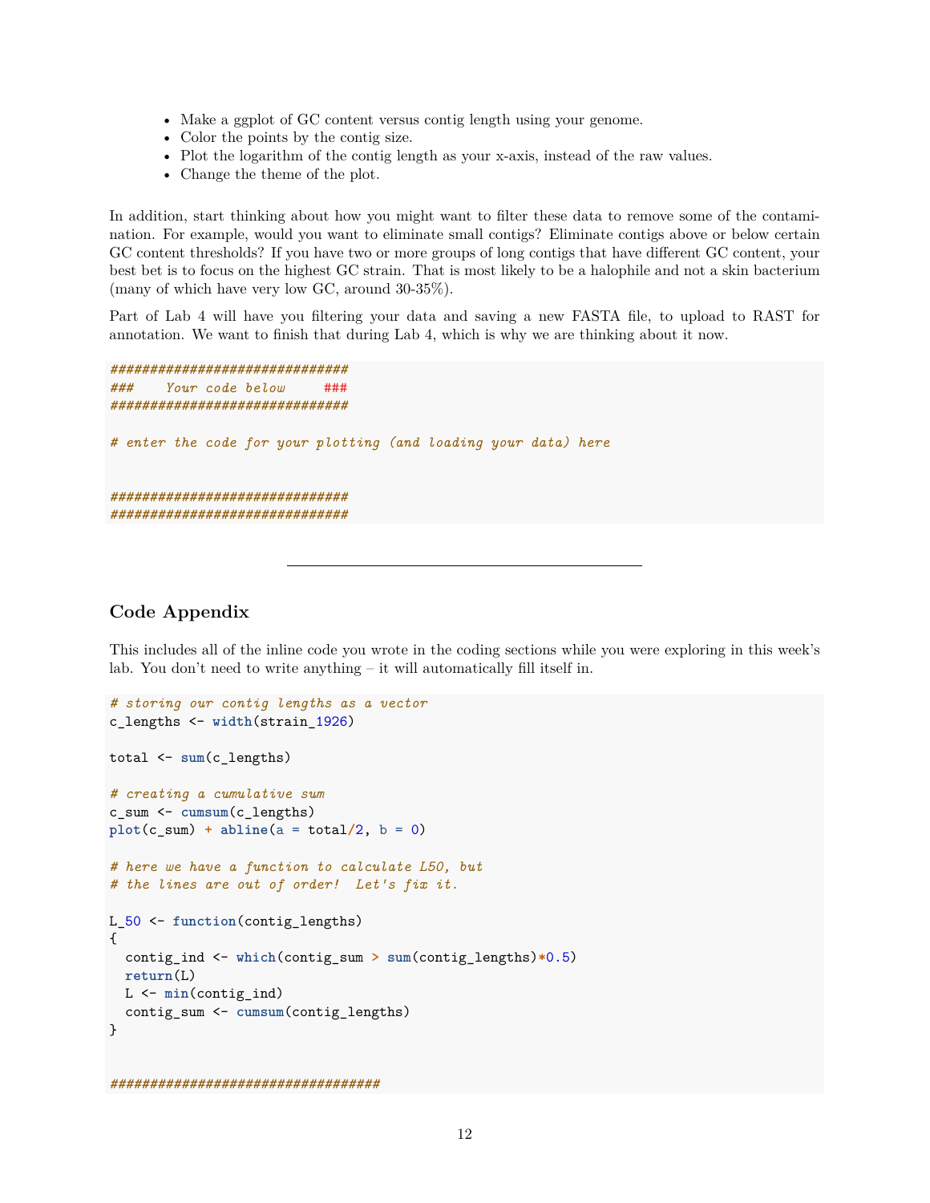- Make a ggplot of GC content versus contig length using your genome.
- Color the points by the contig size.
- Plot the logarithm of the contig length as your x-axis, instead of the raw values.
- Change the theme of the plot.

In addition, start thinking about how you might want to filter these data to remove some of the contamination. For example, would you want to eliminate small contigs? Eliminate contigs above or below certain GC content thresholds? If you have two or more groups of long contigs that have different GC content, your best bet is to focus on the highest GC strain. That is most likely to be a halophile and not a skin bacterium (many of which have very low GC, around 30-35%).

Part of Lab 4 will have you filtering your data and saving a new FASTA file, to upload to RAST for annotation. We want to finish that during Lab 4, which is why we are thinking about it now.

```
##############################
###    Your code below     ###
##############################

# enter the code for your plotting (and loading your data) here


##############################
##############################
```

---

## Code Appendix

This includes all of the inline code you wrote in the coding sections while you were exploring in this week's lab. You don't need to write anything – it will automatically fill itself in.

```
# storing our contig lengths as a vector
c_lengths <- width(strain_1926)

total <- sum(c_lengths)

# creating a cumulative sum
c_sum <- cumsum(c_lengths)
plot(c_sum) + abline(a = total/2, b = 0)

# here we have a function to calculate L50, but
# the lines are out of order!  Let's fix it.

L_50 <- function(contig_lengths)
{
  contig_ind <- which(contig_sum > sum(contig_lengths)*0.5)
  return(L)
  L <- min(contig_ind)
  contig_sum <- cumsum(contig_lengths)
}


##################################
```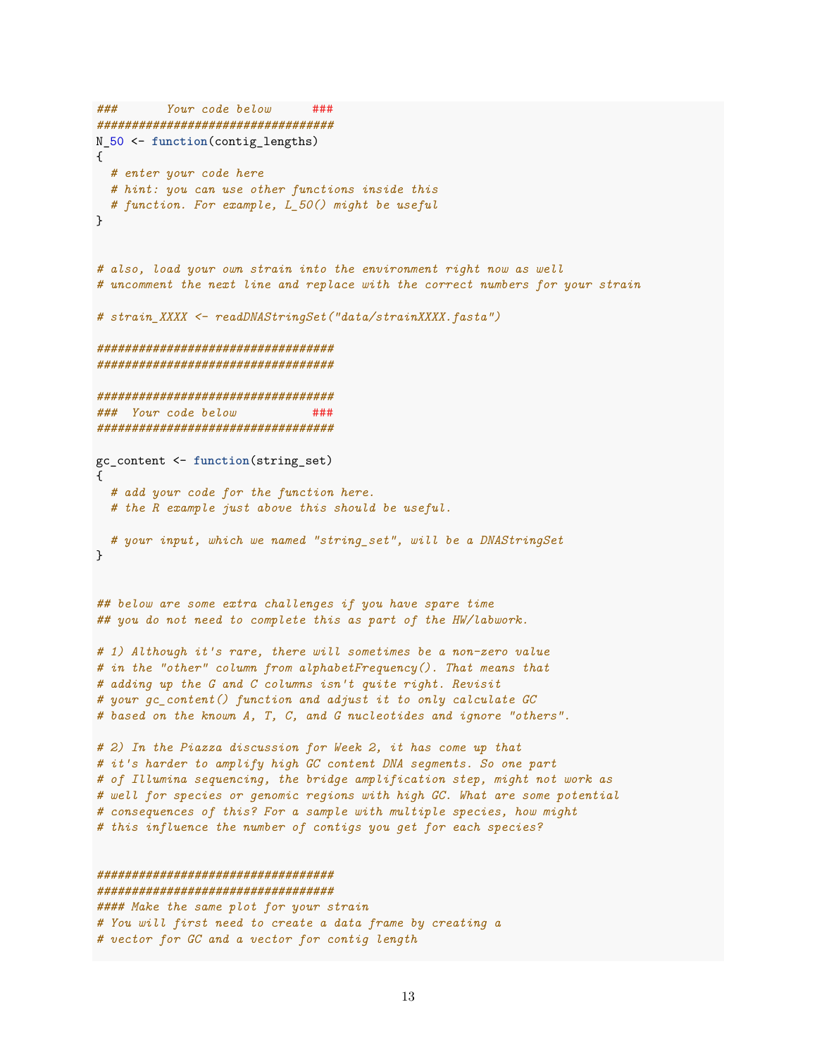```r
###       Your code below      ###
##################################
N_50 <- function(contig_lengths)
{
  # enter your code here
  # hint: you can use other functions inside this
  # function. For example, L_50() might be useful
}


# also, load your own strain into the environment right now as well
# uncomment the next line and replace with the correct numbers for your strain

# strain_XXXX <- readDNAStringSet("data/strainXXXX.fasta")

##################################
##################################

##################################
###  Your code below           ###
##################################

gc_content <- function(string_set)
{
  # add your code for the function here.
  # the R example just above this should be useful.

  # your input, which we named "string_set", will be a DNAStringSet
}


## below are some extra challenges if you have spare time
## you do not need to complete this as part of the HW/labwork.

# 1) Although it's rare, there will sometimes be a non-zero value
# in the "other" column from alphabetFrequency(). That means that
# adding up the G and C columns isn't quite right. Revisit
# your gc_content() function and adjust it to only calculate GC
# based on the known A, T, C, and G nucleotides and ignore "others".

# 2) In the Piazza discussion for Week 2, it has come up that
# it's harder to amplify high GC content DNA segments. So one part
# of Illumina sequencing, the bridge amplification step, might not work as
# well for species or genomic regions with high GC. What are some potential
# consequences of this? For a sample with multiple species, how might
# this influence the number of contigs you get for each species?


##################################
##################################
#### Make the same plot for your strain
# You will first need to create a data frame by creating a
# vector for GC and a vector for contig length
```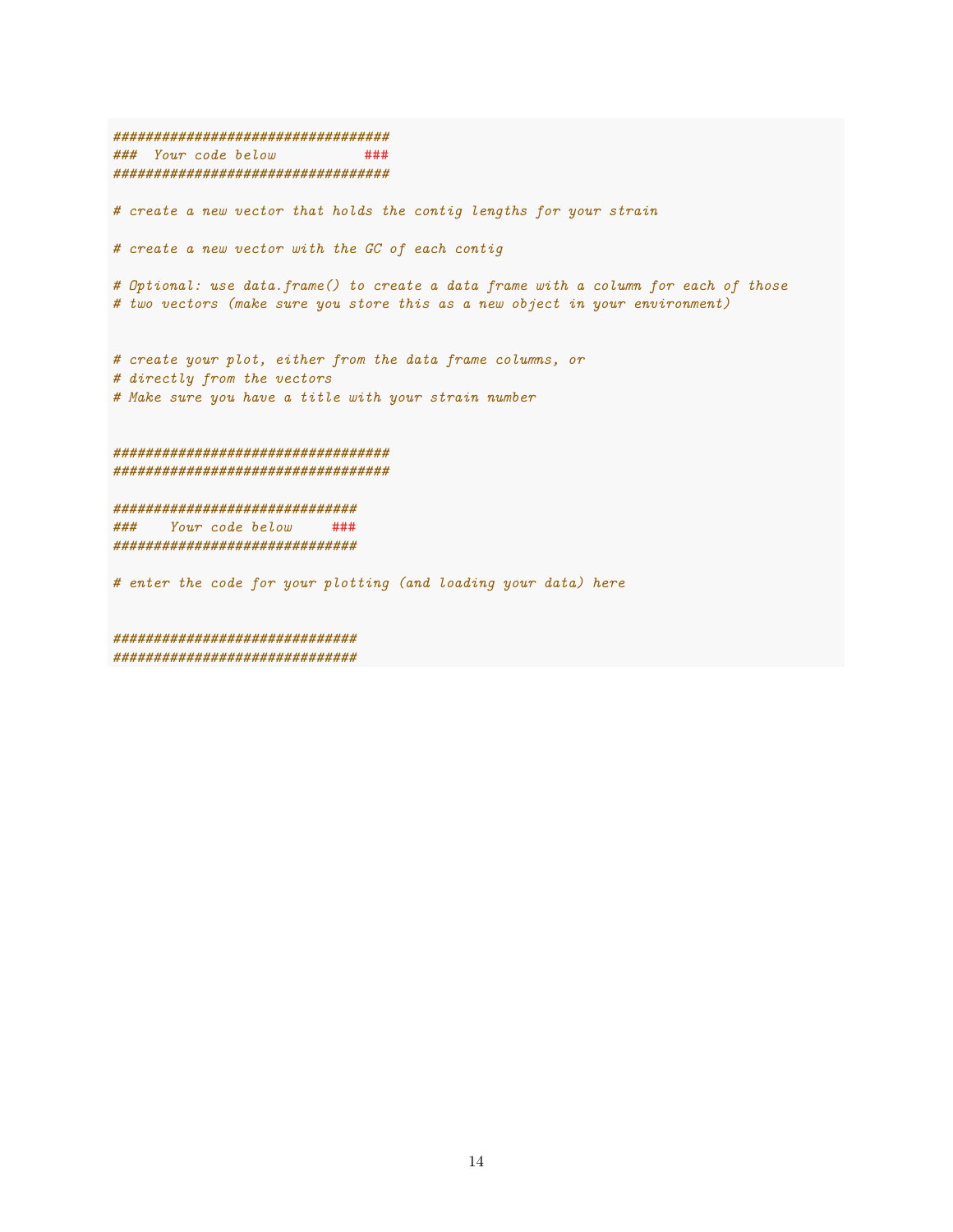```
##################################
###  Your code below           ###
##################################

# create a new vector that holds the contig lengths for your strain

# create a new vector with the GC of each contig

# Optional: use data.frame() to create a data frame with a column for each of those
# two vectors (make sure you store this as a new object in your environment)


# create your plot, either from the data frame columns, or
# directly from the vectors
# Make sure you have a title with your strain number


##################################
##################################
```

```
##############################
###    Your code below     ###
##############################

# enter the code for your plotting (and loading your data) here


##############################
##############################
```